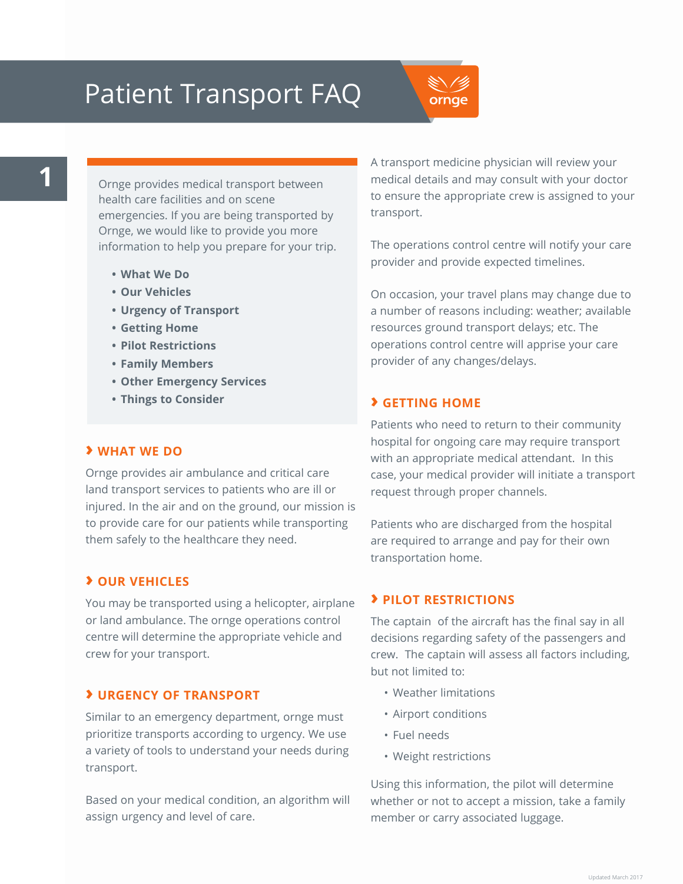# Patient Transport FAQ

Ornge provides medical transport between health care facilities and on scene emergencies. If you are being transported by Ornge, we would like to provide you more information to help you prepare for your trip.

- **What We Do**
- **Our Vehicles**
- **Urgency of Transport**
- **Getting Home**
- **Pilot Restrictions**
- **Family Members**
- **Other Emergency Services**
- **Things to Consider**

## WHAT WE DO

Ornge provides air ambulance and critical care land transport services to patients who are ill or injured. In the air and on the ground, our mission is to provide care for our patients while transporting them safely to the healthcare they need.

## OUR VEHICLES

You may be transported using a helicopter, airplane or land ambulance. The ornge operations control centre will determine the appropriate vehicle and crew for your transport.

## URGENCY OF TRANSPORT

Similar to an emergency department, ornge must prioritize transports according to urgency. We use a variety of tools to understand your needs during transport.

Based on your medical condition, an algorithm will assign urgency and level of care.

A transport medicine physician will review your medical details and may consult with your doctor to ensure the appropriate crew is assigned to your transport.

The operations control centre will notify your care provider and provide expected timelines.

On occasion, your travel plans may change due to a number of reasons including: weather; available resources ground transport delays; etc. The operations control centre will apprise your care provider of any changes/delays.

## GETTING HOME

Patients who need to return to their community hospital for ongoing care may require transport with an appropriate medical attendant. In this case, your medical provider will initiate a transport request through proper channels.

Patients who are discharged from the hospital are required to arrange and pay for their own transportation home.

## PILOT RESTRICTIONS

The captain of the aircraft has the final say in all decisions regarding safety of the passengers and crew. The captain will assess all factors including, but not limited to:

- Weather limitations
- Airport conditions
- Fuel needs
- Weight restrictions

Using this information, the pilot will determine whether or not to accept a mission, take a family member or carry associated luggage.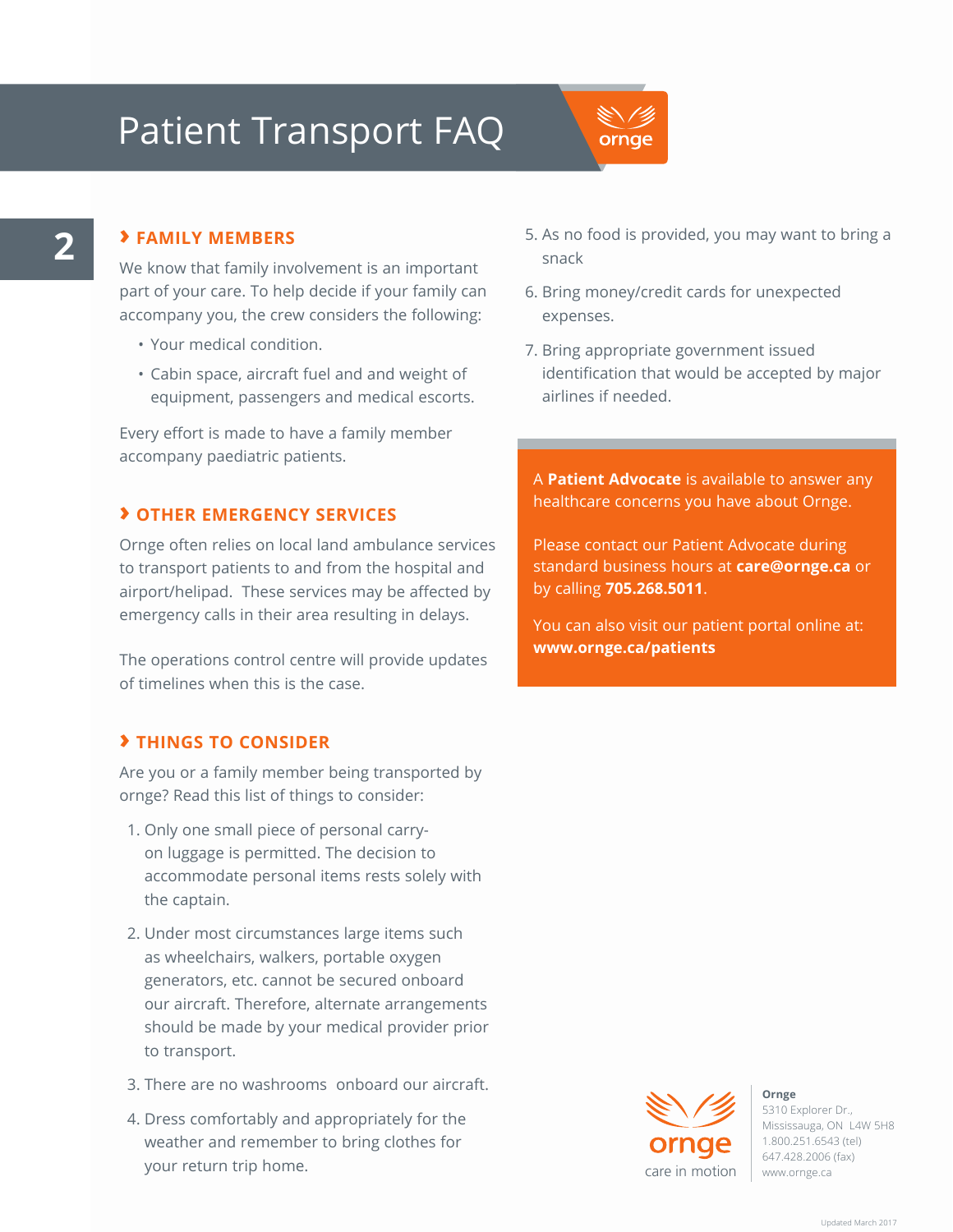# Patient Transport FAQ

## FAMILY MEMBERS

We know that family involvement is an important part of your care. To help decide if your family can accompany you, the crew considers the following:

- Your medical condition.
- Cabin space, aircraft fuel and and weight of equipment, passengers and medical escorts.

Every effort is made to have a family member accompany paediatric patients.

## OTHER EMERGENCY SERVICES

Ornge often relies on local land ambulance services to transport patients to and from the hospital and airport/helipad. These services may be affected by emergency calls in their area resulting in delays.

The operations control centre will provide updates of timelines when this is the case.

## THINGS TO CONSIDER

Are you or a family member being transported by ornge? Read this list of things to consider:

1. Only one small piece of personal carry-on luggage is permitted. The decision to accommodate personal items rests solely with the captain.
2. Under most circumstances large items such as wheelchairs, walkers, portable oxygen generators, etc. cannot be secured onboard our aircraft. Therefore, alternate arrangements should be made by your medical provider prior to transport.
3. There are no washrooms onboard our aircraft.
4. Dress comfortably and appropriately for the weather and remember to bring clothes for your return trip home.
5. As no food is provided, you may want to bring a snack
6. Bring money/credit cards for unexpected expenses.
7. Bring appropriate government issued identification that would be accepted by major airlines if needed.

A **Patient Advocate** is available to answer any healthcare concerns you have about Ornge.

Please contact our Patient Advocate during standard business hours at **care@ornge.ca** or by calling **705.268.5011**.

You can also visit our patient portal online at: **www.ornge.ca/patients**

ornge
care in motion

**Ornge**
5310 Explorer Dr.,
Mississauga, ON L4W 5H8
1.800.251.6543 (tel)
647.428.2006 (fax)
www.ornge.ca

Updated March 2017